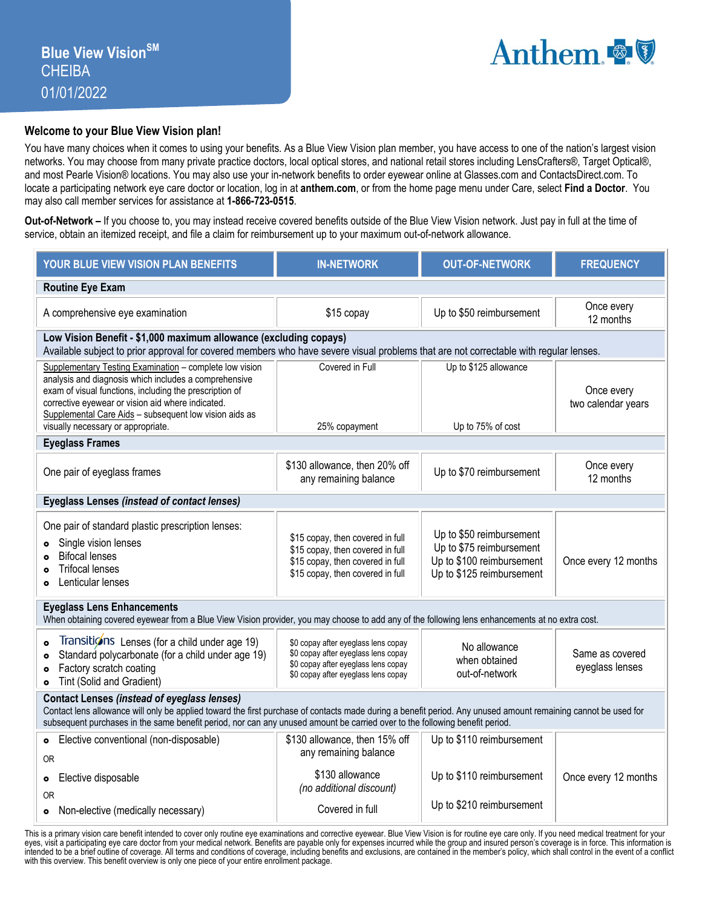# Blue View Vision[SM]

CHEIBA

01/01/2022

Anthem

## Welcome to your Blue View Vision plan!

You have many choices when it comes to using your benefits. As a Blue View Vision plan member, you have access to one of the nation's largest vision networks. You may choose from many private practice doctors, local optical stores, and national retail stores including LensCrafters®, Target Optical®, and most Pearle Vision® locations. You may also use your in-network benefits to order eyewear online at Glasses.com and ContactsDirect.com. To locate a participating network eye care doctor or location, log in at **anthem.com**, or from the home page menu under Care, select **Find a Doctor**. You may also call member services for assistance at **1-866-723-0515**.

**Out-of-Network –** If you choose to, you may instead receive covered benefits outside of the Blue View Vision network. Just pay in full at the time of service, obtain an itemized receipt, and file a claim for reimbursement up to your maximum out-of-network allowance.

| YOUR BLUE VIEW VISION PLAN BENEFITS | IN-NETWORK | OUT-OF-NETWORK | FREQUENCY |
|---|---|---|---|
| **Routine Eye Exam** | | | |
| A comprehensive eye examination | $15 copay | Up to $50 reimbursement | Once every 12 months |
| **Low Vision Benefit - $1,000 maximum allowance (excluding copays)** Available subject to prior approval for covered members who have severe visual problems that are not correctable with regular lenses. | | | |
| Supplementary Testing Examination – complete low vision analysis and diagnosis which includes a comprehensive exam of visual functions, including the prescription of corrective eyewear or vision aid where indicated. | Covered in Full | Up to $125 allowance | Once every two calendar years |
| Supplemental Care Aids – subsequent low vision aids as visually necessary or appropriate. | 25% copayment | Up to 75% of cost | |
| **Eyeglass Frames** | | | |
| One pair of eyeglass frames | $130 allowance, then 20% off any remaining balance | Up to $70 reimbursement | Once every 12 months |
| **Eyeglass Lenses *(instead of contact lenses)*** | | | |
| One pair of standard plastic prescription lenses: | | | |
| • Single vision lenses | $15 copay, then covered in full | Up to $50 reimbursement | Once every 12 months |
| • Bifocal lenses | $15 copay, then covered in full | Up to $75 reimbursement | Once every 12 months |
| • Trifocal lenses | $15 copay, then covered in full | Up to $100 reimbursement | Once every 12 months |
| • Lenticular lenses | $15 copay, then covered in full | Up to $125 reimbursement | Once every 12 months |
| **Eyeglass Lens Enhancements** When obtaining covered eyewear from a Blue View Vision provider, you may choose to add any of the following lens enhancements at no extra cost. | | | |
| • Transitions Lenses (for a child under age 19) | $0 copay after eyeglass lens copay | No allowance when obtained out-of-network | Same as covered eyeglass lenses |
| • Standard polycarbonate (for a child under age 19) | $0 copay after eyeglass lens copay | No allowance when obtained out-of-network | Same as covered eyeglass lenses |
| • Factory scratch coating | $0 copay after eyeglass lens copay | No allowance when obtained out-of-network | Same as covered eyeglass lenses |
| • Tint (Solid and Gradient) | $0 copay after eyeglass lens copay | No allowance when obtained out-of-network | Same as covered eyeglass lenses |
| **Contact Lenses *(instead of eyeglass lenses)*** Contact lens allowance will only be applied toward the first purchase of contacts made during a benefit period. Any unused amount remaining cannot be used for subsequent purchases in the same benefit period, nor can any unused amount be carried over to the following benefit period. | | | |
| • Elective conventional (non-disposable) | $130 allowance, then 15% off any remaining balance | Up to $110 reimbursement | Once every 12 months |
| OR | | | |
| • Elective disposable | $130 allowance *(no additional discount)* | Up to $110 reimbursement | Once every 12 months |
| OR | | | |
| • Non-elective (medically necessary) | Covered in full | Up to $210 reimbursement | Once every 12 months |

This is a primary vision care benefit intended to cover only routine eye examinations and corrective eyewear. Blue View Vision is for routine eye care only. If you need medical treatment for your eyes, visit a participating eye care doctor from your medical network. Benefits are payable only for expenses incurred while the group and insured person's coverage is in force. This information is intended to be a brief outline of coverage. All terms and conditions of coverage, including benefits and exclusions, are contained in the member's policy, which shall control in the event of a conflict with this overview. This benefit overview is only one piece of your entire enrollment package.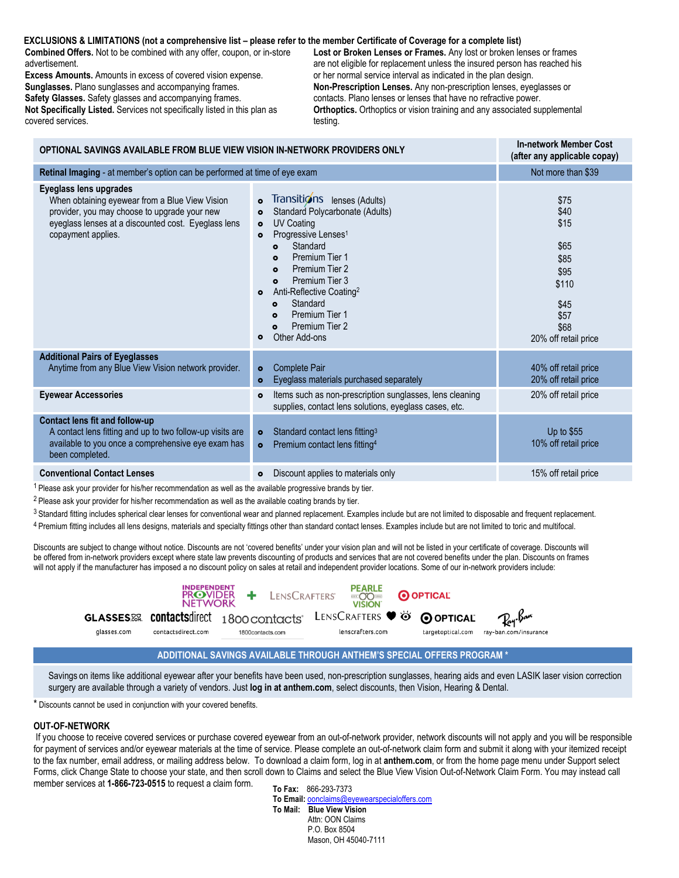**EXCLUSIONS & LIMITATIONS (not a comprehensive list – please refer to the member Certificate of Coverage for a complete list)**

**Combined Offers.** Not to be combined with any offer, coupon, or in-store advertisement.
**Excess Amounts.** Amounts in excess of covered vision expense.
**Sunglasses.** Plano sunglasses and accompanying frames.
**Safety Glasses.** Safety glasses and accompanying frames.
**Not Specifically Listed.** Services not specifically listed in this plan as covered services.
**Lost or Broken Lenses or Frames.** Any lost or broken lenses or frames are not eligible for replacement unless the insured person has reached his or her normal service interval as indicated in the plan design.
**Non-Prescription Lenses.** Any non-prescription lenses, eyeglasses or contacts. Plano lenses or lenses that have no refractive power.
**Orthoptics.** Orthoptics or vision training and any associated supplemental testing.

| OPTIONAL SAVINGS AVAILABLE FROM BLUE VIEW VISION IN-NETWORK PROVIDERS ONLY | | In-network Member Cost (after any applicable copay) |
|---|---|---|
| **Retinal Imaging** - at member's option can be performed at time of eye exam | | Not more than $39 |
| **Eyeglass lens upgrades** When obtaining eyewear from a Blue View Vision provider, you may choose to upgrade your new eyeglass lenses at a discounted cost. Eyeglass lens copayment applies. | Transitions lenses (Adults) | $75 |
| | Standard Polycarbonate (Adults) | $40 |
| | UV Coating | $15 |
| | Progressive Lenses[1] | |
| | Standard | $65 |
| | Premium Tier 1 | $85 |
| | Premium Tier 2 | $95 |
| | Premium Tier 3 | $110 |
| | Anti-Reflective Coating[2] | |
| | Standard | $45 |
| | Premium Tier 1 | $57 |
| | Premium Tier 2 | $68 |
| | Other Add-ons | 20% off retail price |
| **Additional Pairs of Eyeglasses** Anytime from any Blue View Vision network provider. | Complete Pair | 40% off retail price |
| | Eyeglass materials purchased separately | 20% off retail price |
| **Eyewear Accessories** | Items such as non-prescription sunglasses, lens cleaning supplies, contact lens solutions, eyeglass cases, etc. | 20% off retail price |
| **Contact lens fit and follow-up** A contact lens fitting and up to two follow-up visits are available to you once a comprehensive eye exam has been completed. | Standard contact lens fitting[3] | Up to $55 |
| | Premium contact lens fitting[4] | 10% off retail price |
| **Conventional Contact Lenses** | Discount applies to materials only | 15% off retail price |

[1] Please ask your provider for his/her recommendation as well as the available progressive brands by tier.
[2] Please ask your provider for his/her recommendation as well as the available coating brands by tier.
[3] Standard fitting includes spherical clear lenses for conventional wear and planned replacement. Examples include but are not limited to disposable and frequent replacement.
[4] Premium fitting includes all lens designs, materials and specialty fittings other than standard contact lenses. Examples include but are not limited to toric and multifocal.

Discounts are subject to change without notice. Discounts are not 'covered benefits' under your vision plan and will not be listed in your certificate of coverage. Discounts will be offered from in-network providers except where state law prevents discounting of products and services that are not covered benefits under the plan. Discounts on frames will not apply if the manufacturer has imposed a no discount policy on sales at retail and independent provider locations. Some of our in-network providers include:

INDEPENDENT PROVIDER NETWORK + LENSCRAFTERS PEARLE VISION TARGET OPTICAL
GLASSES.com contactsdirect 1800contacts LENSCRAFTERS OPTICAL Ray-Ban
glasses.com contactsdirect.com 1800contacts.com lenscrafters.com targetoptical.com ray-ban.com/insurance

**ADDITIONAL SAVINGS AVAILABLE THROUGH ANTHEM'S SPECIAL OFFERS PROGRAM ***

Savings on items like additional eyewear after your benefits have been used, non-prescription sunglasses, hearing aids and even LASIK laser vision correction surgery are available through a variety of vendors. Just **log in at anthem.com**, select discounts, then Vision, Hearing & Dental.

* Discounts cannot be used in conjunction with your covered benefits.

**OUT-OF-NETWORK**

If you choose to receive covered services or purchase covered eyewear from an out-of-network provider, network discounts will not apply and you will be responsible for payment of services and/or eyewear materials at the time of service. Please complete an out-of-network claim form and submit it along with your itemized receipt to the fax number, email address, or mailing address below. To download a claim form, log in at **anthem.com**, or from the home page menu under Support select Forms, click Change State to choose your state, and then scroll down to Claims and select the Blue View Vision Out-of-Network Claim Form. You may instead call member services at **1-866-723-0515** to request a claim form.

**To Fax:** 866-293-7373
**To Email:** oonclaims@eyewearspecialoffers.com
**To Mail:** **Blue View Vision**
Attn: OON Claims
P.O. Box 8504
Mason, OH 45040-7111